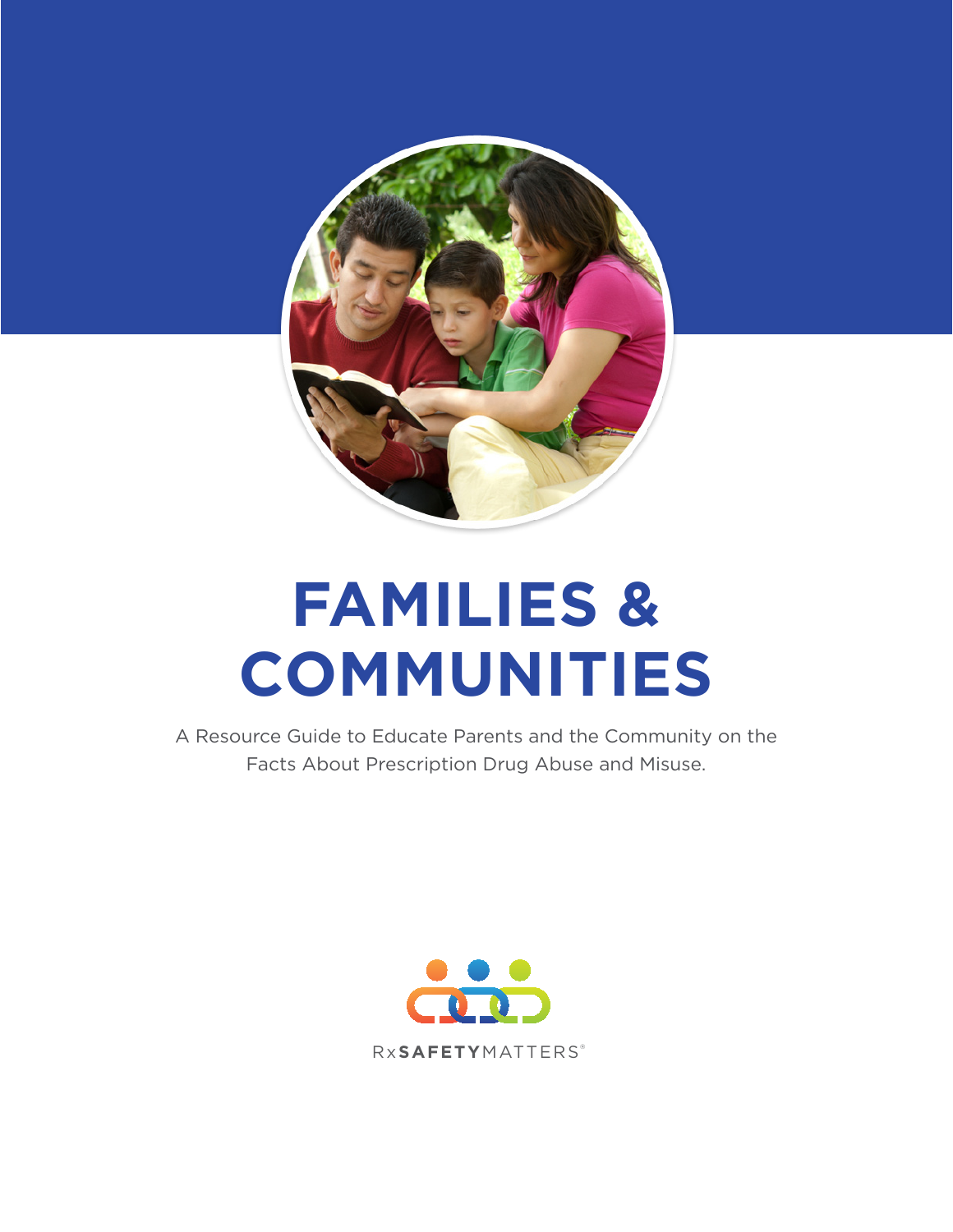# FAMILIES & COMMUNITIES

A Resource Guide to Educate Parents and the Community on the Facts About Prescription Drug Abuse and Misuse.

RxSAFETYMATTERS®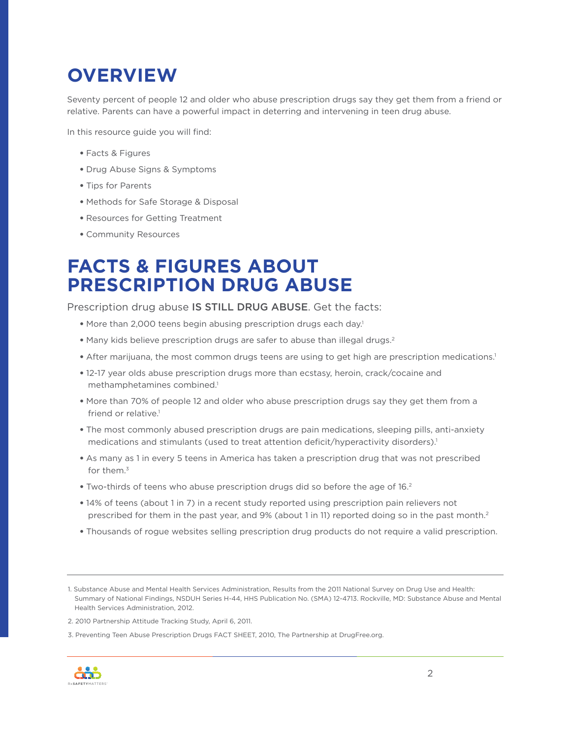# OVERVIEW

Seventy percent of people 12 and older who abuse prescription drugs say they get them from a friend or relative. Parents can have a powerful impact in deterring and intervening in teen drug abuse.

In this resource guide you will find:

- Facts & Figures
- Drug Abuse Signs & Symptoms
- Tips for Parents
- Methods for Safe Storage & Disposal
- Resources for Getting Treatment
- Community Resources

# FACTS & FIGURES ABOUT PRESCRIPTION DRUG ABUSE

Prescription drug abuse IS STILL DRUG ABUSE. Get the facts:

- More than 2,000 teens begin abusing prescription drugs each day.[1]
- Many kids believe prescription drugs are safer to abuse than illegal drugs.[2]
- After marijuana, the most common drugs teens are using to get high are prescription medications.[1]
- 12-17 year olds abuse prescription drugs more than ecstasy, heroin, crack/cocaine and methamphetamines combined.[1]
- More than 70% of people 12 and older who abuse prescription drugs say they get them from a friend or relative.[1]
- The most commonly abused prescription drugs are pain medications, sleeping pills, anti-anxiety medications and stimulants (used to treat attention deficit/hyperactivity disorders).[1]
- As many as 1 in every 5 teens in America has taken a prescription drug that was not prescribed for them.[3]
- Two-thirds of teens who abuse prescription drugs did so before the age of 16.[2]
- 14% of teens (about 1 in 7) in a recent study reported using prescription pain relievers not prescribed for them in the past year, and 9% (about 1 in 11) reported doing so in the past month.[2]
- Thousands of rogue websites selling prescription drug products do not require a valid prescription.

---

1. Substance Abuse and Mental Health Services Administration, Results from the 2011 National Survey on Drug Use and Health: Summary of National Findings, NSDUH Series H-44, HHS Publication No. (SMA) 12-4713. Rockville, MD: Substance Abuse and Mental Health Services Administration, 2012.
2. 2010 Partnership Attitude Tracking Study, April 6, 2011.
3. Preventing Teen Abuse Prescription Drugs FACT SHEET, 2010, The Partnership at DrugFree.org.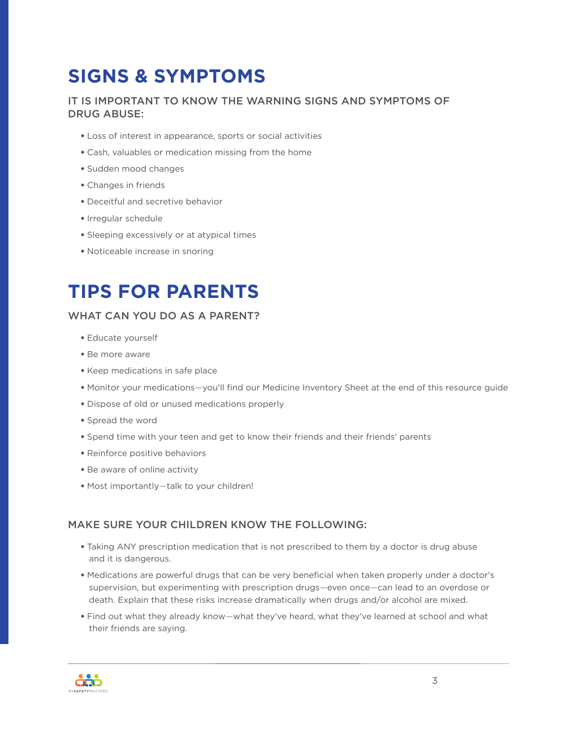# SIGNS & SYMPTOMS

### IT IS IMPORTANT TO KNOW THE WARNING SIGNS AND SYMPTOMS OF DRUG ABUSE:

- Loss of interest in appearance, sports or social activities
- Cash, valuables or medication missing from the home
- Sudden mood changes
- Changes in friends
- Deceitful and secretive behavior
- Irregular schedule
- Sleeping excessively or at atypical times
- Noticeable increase in snoring

# TIPS FOR PARENTS

### WHAT CAN YOU DO AS A PARENT?

- Educate yourself
- Be more aware
- Keep medications in safe place
- Monitor your medications—you'll find our Medicine Inventory Sheet at the end of this resource guide
- Dispose of old or unused medications properly
- Spread the word
- Spend time with your teen and get to know their friends and their friends' parents
- Reinforce positive behaviors
- Be aware of online activity
- Most importantly—talk to your children!

### MAKE SURE YOUR CHILDREN KNOW THE FOLLOWING:

- Taking ANY prescription medication that is not prescribed to them by a doctor is drug abuse and it is dangerous.
- Medications are powerful drugs that can be very beneficial when taken properly under a doctor's supervision, but experimenting with prescription drugs—even once—can lead to an overdose or death. Explain that these risks increase dramatically when drugs and/or alcohol are mixed.
- Find out what they already know—what they've heard, what they've learned at school and what their friends are saying.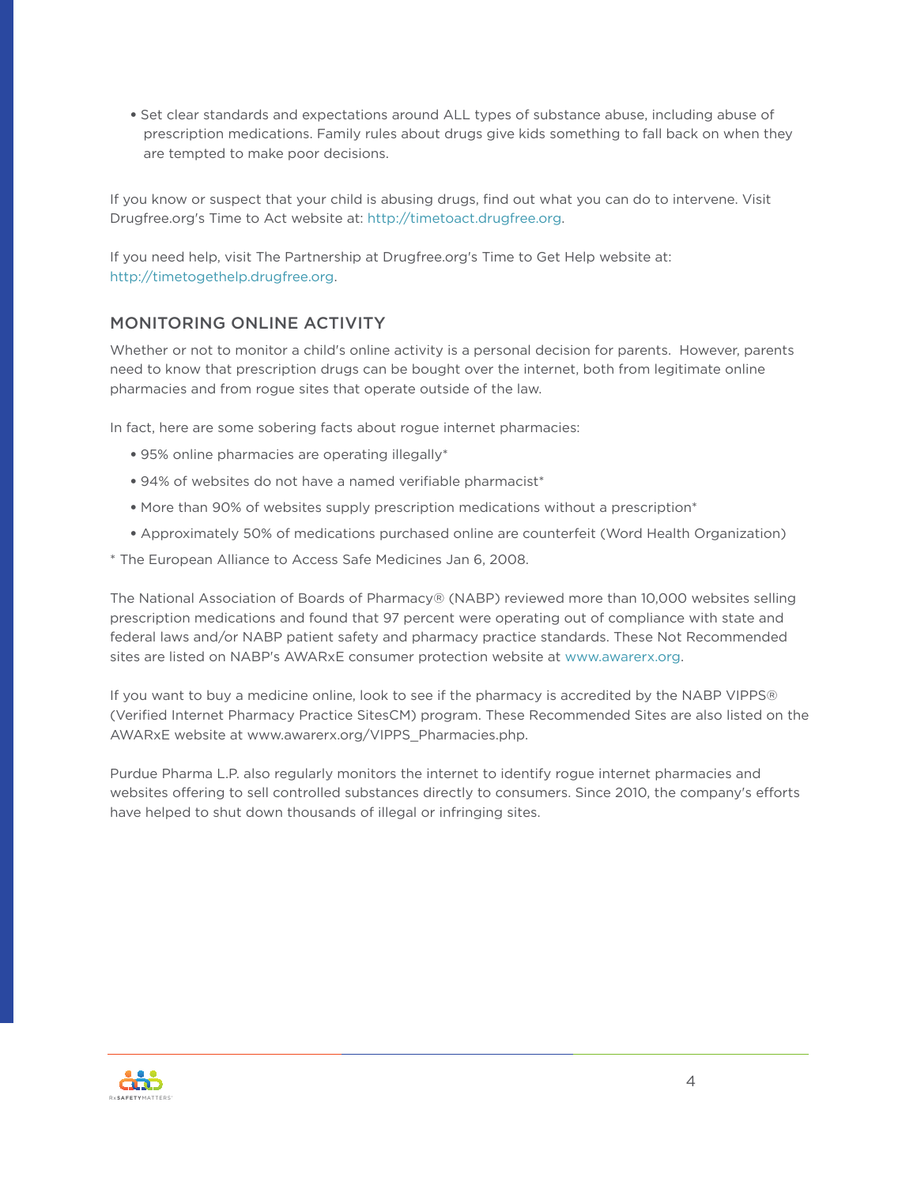- Set clear standards and expectations around ALL types of substance abuse, including abuse of prescription medications. Family rules about drugs give kids something to fall back on when they are tempted to make poor decisions.

If you know or suspect that your child is abusing drugs, find out what you can do to intervene. Visit Drugfree.org's Time to Act website at: http://timetoact.drugfree.org.

If you need help, visit The Partnership at Drugfree.org's Time to Get Help website at: http://timetogethelp.drugfree.org.

## MONITORING ONLINE ACTIVITY

Whether or not to monitor a child's online activity is a personal decision for parents. However, parents need to know that prescription drugs can be bought over the internet, both from legitimate online pharmacies and from rogue sites that operate outside of the law.

In fact, here are some sobering facts about rogue internet pharmacies:

- 95% online pharmacies are operating illegally*
- 94% of websites do not have a named verifiable pharmacist*
- More than 90% of websites supply prescription medications without a prescription*
- Approximately 50% of medications purchased online are counterfeit (Word Health Organization)

* The European Alliance to Access Safe Medicines Jan 6, 2008.

The National Association of Boards of Pharmacy® (NABP) reviewed more than 10,000 websites selling prescription medications and found that 97 percent were operating out of compliance with state and federal laws and/or NABP patient safety and pharmacy practice standards. These Not Recommended sites are listed on NABP's AWARxE consumer protection website at www.awarerx.org.

If you want to buy a medicine online, look to see if the pharmacy is accredited by the NABP VIPPS® (Verified Internet Pharmacy Practice SitesCM) program. These Recommended Sites are also listed on the AWARxE website at www.awarerx.org/VIPPS_Pharmacies.php.

Purdue Pharma L.P. also regularly monitors the internet to identify rogue internet pharmacies and websites offering to sell controlled substances directly to consumers. Since 2010, the company's efforts have helped to shut down thousands of illegal or infringing sites.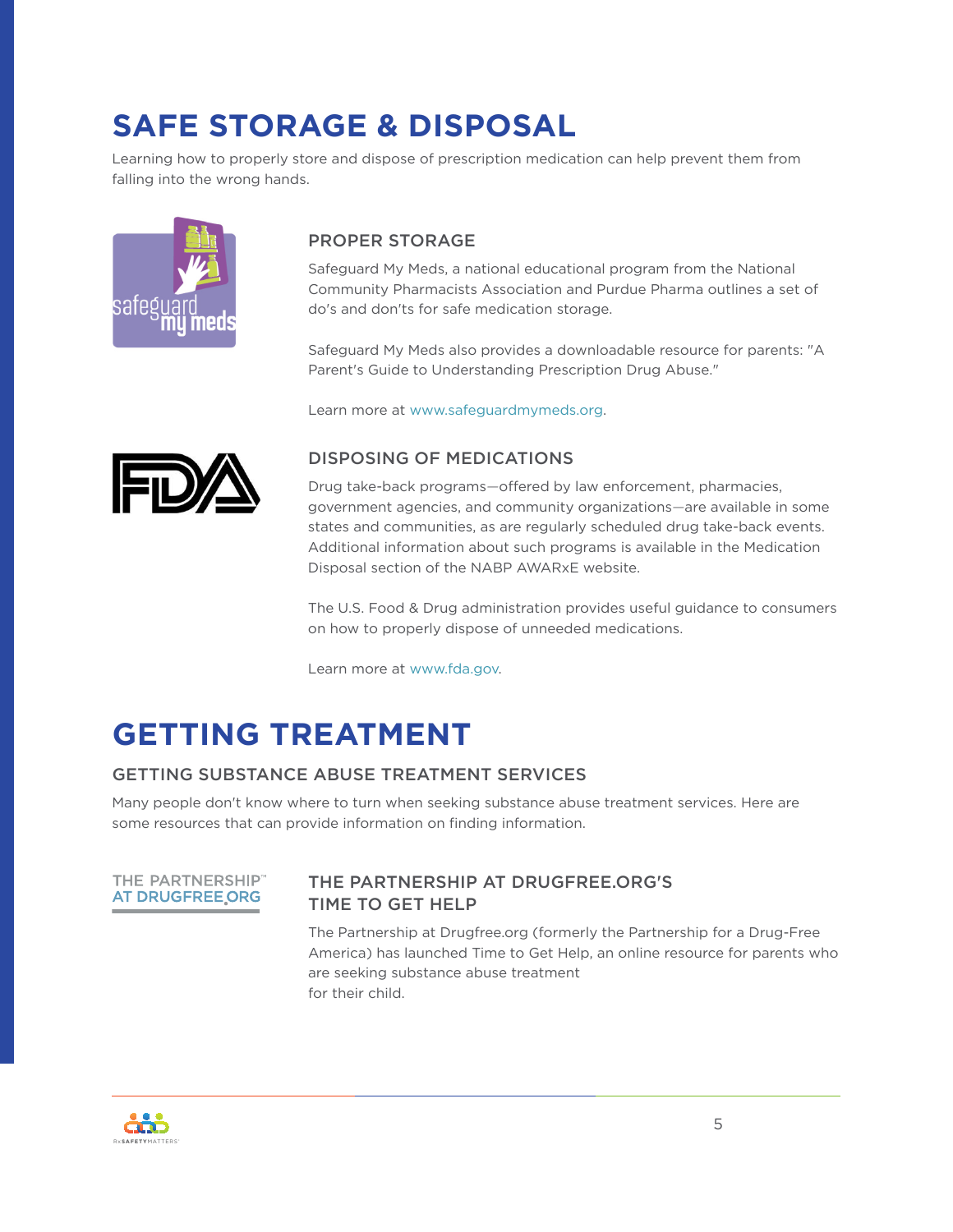# SAFE STORAGE & DISPOSAL

Learning how to properly store and dispose of prescription medication can help prevent them from falling into the wrong hands.

### PROPER STORAGE

Safeguard My Meds, a national educational program from the National Community Pharmacists Association and Purdue Pharma outlines a set of do's and don'ts for safe medication storage.

Safeguard My Meds also provides a downloadable resource for parents: "A Parent's Guide to Understanding Prescription Drug Abuse."

Learn more at www.safeguardmymeds.org.

### DISPOSING OF MEDICATIONS

Drug take-back programs—offered by law enforcement, pharmacies, government agencies, and community organizations—are available in some states and communities, as are regularly scheduled drug take-back events. Additional information about such programs is available in the Medication Disposal section of the NABP AWARxE website.

The U.S. Food & Drug administration provides useful guidance to consumers on how to properly dispose of unneeded medications.

Learn more at www.fda.gov.

# GETTING TREATMENT

### GETTING SUBSTANCE ABUSE TREATMENT SERVICES

Many people don't know where to turn when seeking substance abuse treatment services. Here are some resources that can provide information on finding information.

### THE PARTNERSHIP AT DRUGFREE.ORG'S TIME TO GET HELP

The Partnership at Drugfree.org (formerly the Partnership for a Drug-Free America) has launched Time to Get Help, an online resource for parents who are seeking substance abuse treatment for their child.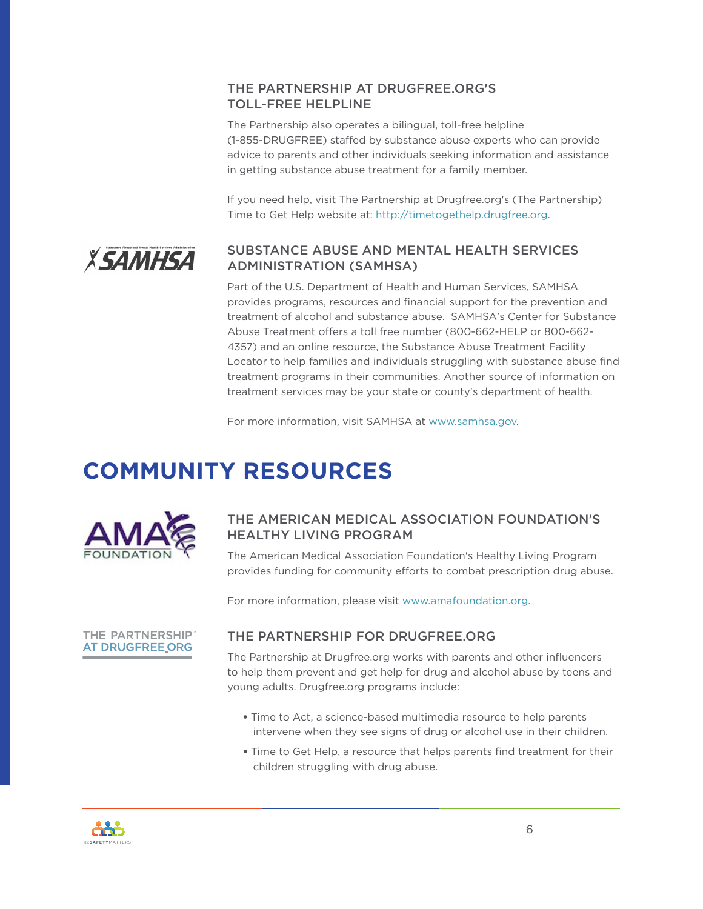### THE PARTNERSHIP AT DRUGFREE.ORG'S TOLL-FREE HELPLINE

The Partnership also operates a bilingual, toll-free helpline (1-855-DRUGFREE) staffed by substance abuse experts who can provide advice to parents and other individuals seeking information and assistance in getting substance abuse treatment for a family member.

If you need help, visit The Partnership at Drugfree.org's (The Partnership) Time to Get Help website at: http://timetogethelp.drugfree.org.

### SUBSTANCE ABUSE AND MENTAL HEALTH SERVICES ADMINISTRATION (SAMHSA)

Part of the U.S. Department of Health and Human Services, SAMHSA provides programs, resources and financial support for the prevention and treatment of alcohol and substance abuse. SAMHSA's Center for Substance Abuse Treatment offers a toll free number (800-662-HELP or 800-662-4357) and an online resource, the Substance Abuse Treatment Facility Locator to help families and individuals struggling with substance abuse find treatment programs in their communities. Another source of information on treatment services may be your state or county's department of health.

For more information, visit SAMHSA at www.samhsa.gov.

## COMMUNITY RESOURCES

### THE AMERICAN MEDICAL ASSOCIATION FOUNDATION'S HEALTHY LIVING PROGRAM

The American Medical Association Foundation's Healthy Living Program provides funding for community efforts to combat prescription drug abuse.

For more information, please visit www.amafoundation.org.

### THE PARTNERSHIP FOR DRUGFREE.ORG

The Partnership at Drugfree.org works with parents and other influencers to help them prevent and get help for drug and alcohol abuse by teens and young adults. Drugfree.org programs include:

- Time to Act, a science-based multimedia resource to help parents intervene when they see signs of drug or alcohol use in their children.
- Time to Get Help, a resource that helps parents find treatment for their children struggling with drug abuse.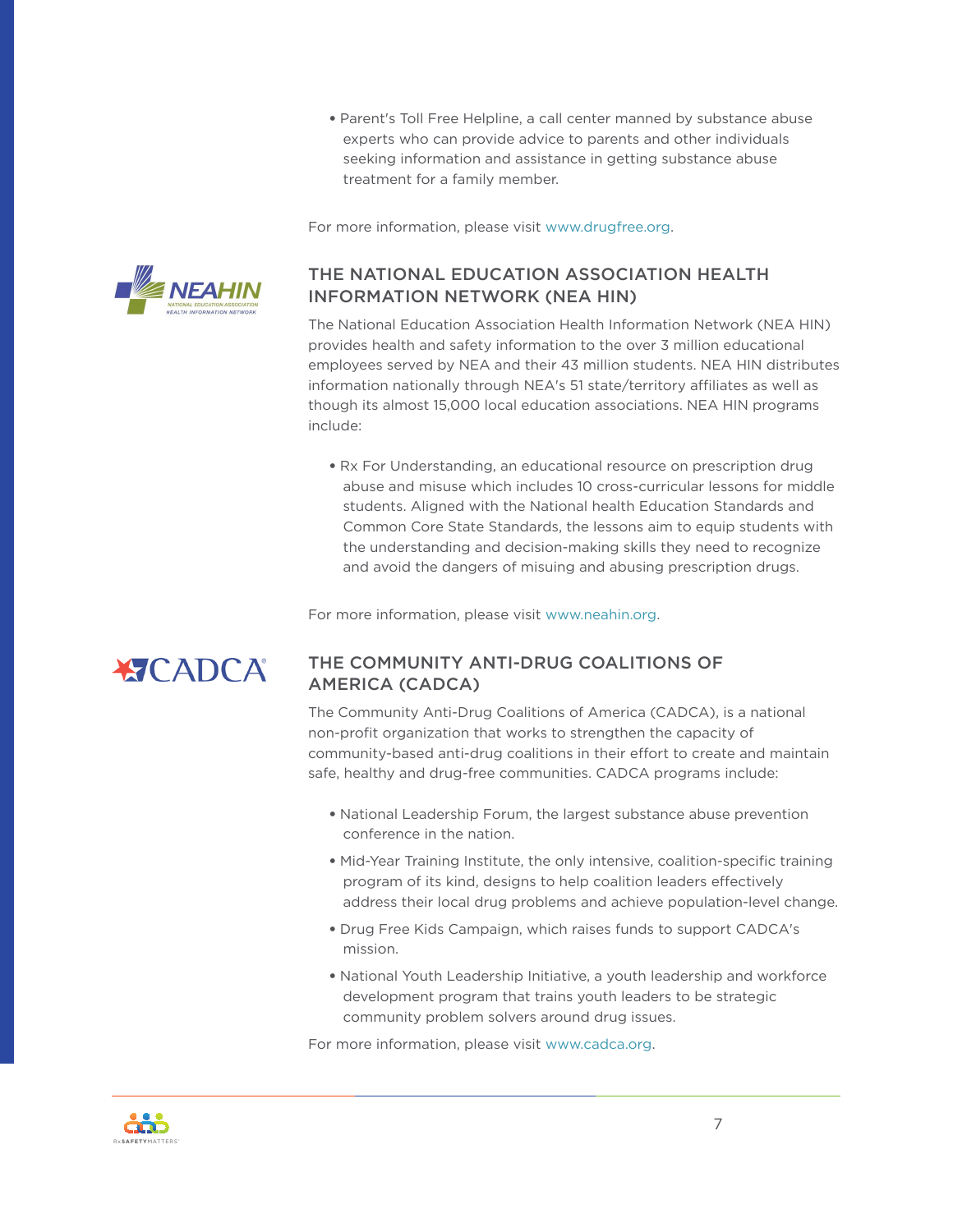- Parent's Toll Free Helpline, a call center manned by substance abuse experts who can provide advice to parents and other individuals seeking information and assistance in getting substance abuse treatment for a family member.

For more information, please visit www.drugfree.org.

## THE NATIONAL EDUCATION ASSOCIATION HEALTH INFORMATION NETWORK (NEA HIN)

The National Education Association Health Information Network (NEA HIN) provides health and safety information to the over 3 million educational employees served by NEA and their 43 million students. NEA HIN distributes information nationally through NEA's 51 state/territory affiliates as well as though its almost 15,000 local education associations. NEA HIN programs include:

- Rx For Understanding, an educational resource on prescription drug abuse and misuse which includes 10 cross-curricular lessons for middle students. Aligned with the National health Education Standards and Common Core State Standards, the lessons aim to equip students with the understanding and decision-making skills they need to recognize and avoid the dangers of misuing and abusing prescription drugs.

For more information, please visit www.neahin.org.

## THE COMMUNITY ANTI-DRUG COALITIONS OF AMERICA (CADCA)

The Community Anti-Drug Coalitions of America (CADCA), is a national non-profit organization that works to strengthen the capacity of community-based anti-drug coalitions in their effort to create and maintain safe, healthy and drug-free communities. CADCA programs include:

- National Leadership Forum, the largest substance abuse prevention conference in the nation.
- Mid-Year Training Institute, the only intensive, coalition-specific training program of its kind, designs to help coalition leaders effectively address their local drug problems and achieve population-level change.
- Drug Free Kids Campaign, which raises funds to support CADCA's mission.
- National Youth Leadership Initiative, a youth leadership and workforce development program that trains youth leaders to be strategic community problem solvers around drug issues.

For more information, please visit www.cadca.org.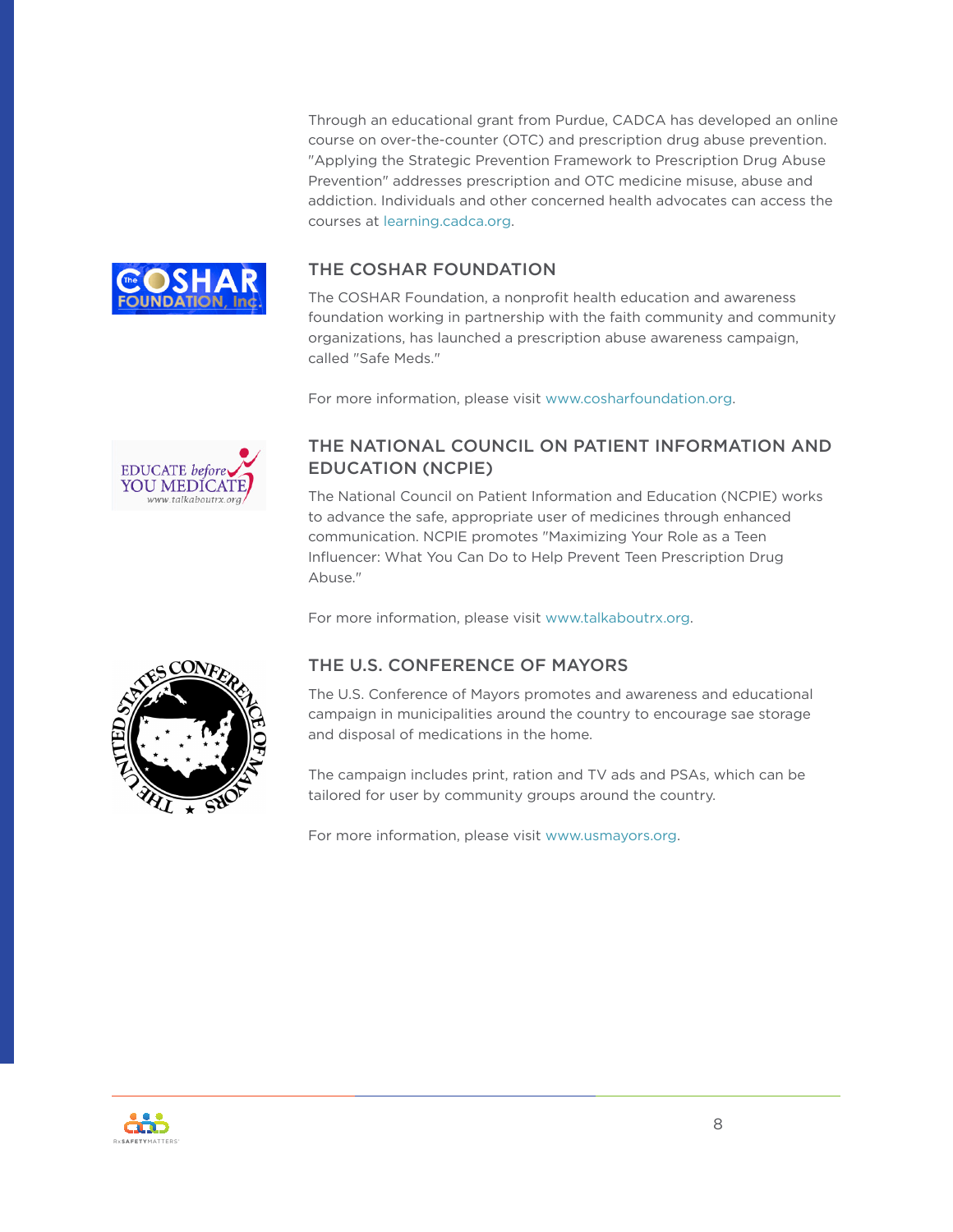Through an educational grant from Purdue, CADCA has developed an online course on over-the-counter (OTC) and prescription drug abuse prevention. "Applying the Strategic Prevention Framework to Prescription Drug Abuse Prevention" addresses prescription and OTC medicine misuse, abuse and addiction. Individuals and other concerned health advocates can access the courses at learning.cadca.org.

## THE COSHAR FOUNDATION

The COSHAR Foundation, a nonprofit health education and awareness foundation working in partnership with the faith community and community organizations, has launched a prescription abuse awareness campaign, called "Safe Meds."

For more information, please visit www.cosharfoundation.org.

## THE NATIONAL COUNCIL ON PATIENT INFORMATION AND EDUCATION (NCPIE)

The National Council on Patient Information and Education (NCPIE) works to advance the safe, appropriate user of medicines through enhanced communication. NCPIE promotes "Maximizing Your Role as a Teen Influencer: What You Can Do to Help Prevent Teen Prescription Drug Abuse."

For more information, please visit www.talkaboutrx.org.

## THE U.S. CONFERENCE OF MAYORS

The U.S. Conference of Mayors promotes and awareness and educational campaign in municipalities around the country to encourage sae storage and disposal of medications in the home.

The campaign includes print, ration and TV ads and PSAs, which can be tailored for user by community groups around the country.

For more information, please visit www.usmayors.org.